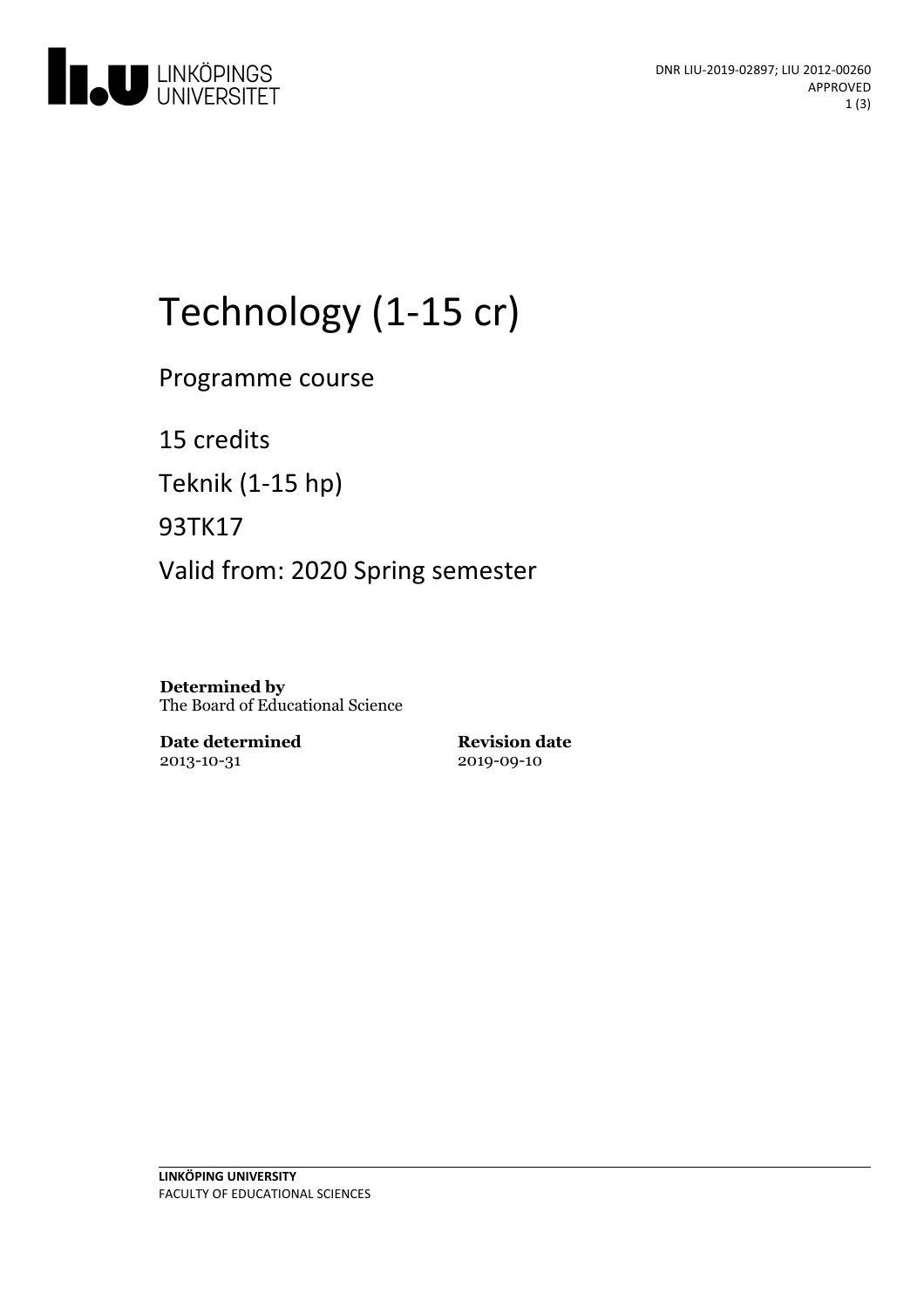DNR LIU-2019-02897; LIU 2012-00260
APPROVED

# Technology (1-15 cr)

Programme course

15 credits

Teknik (1-15 hp)

93TK17

Valid from: 2020 Spring semester

**Determined by**
The Board of Educational Science

**Date determined**
2013-10-31

**Revision date**
2019-09-10

**LINKÖPING UNIVERSITY**
FACULTY OF EDUCATIONAL SCIENCES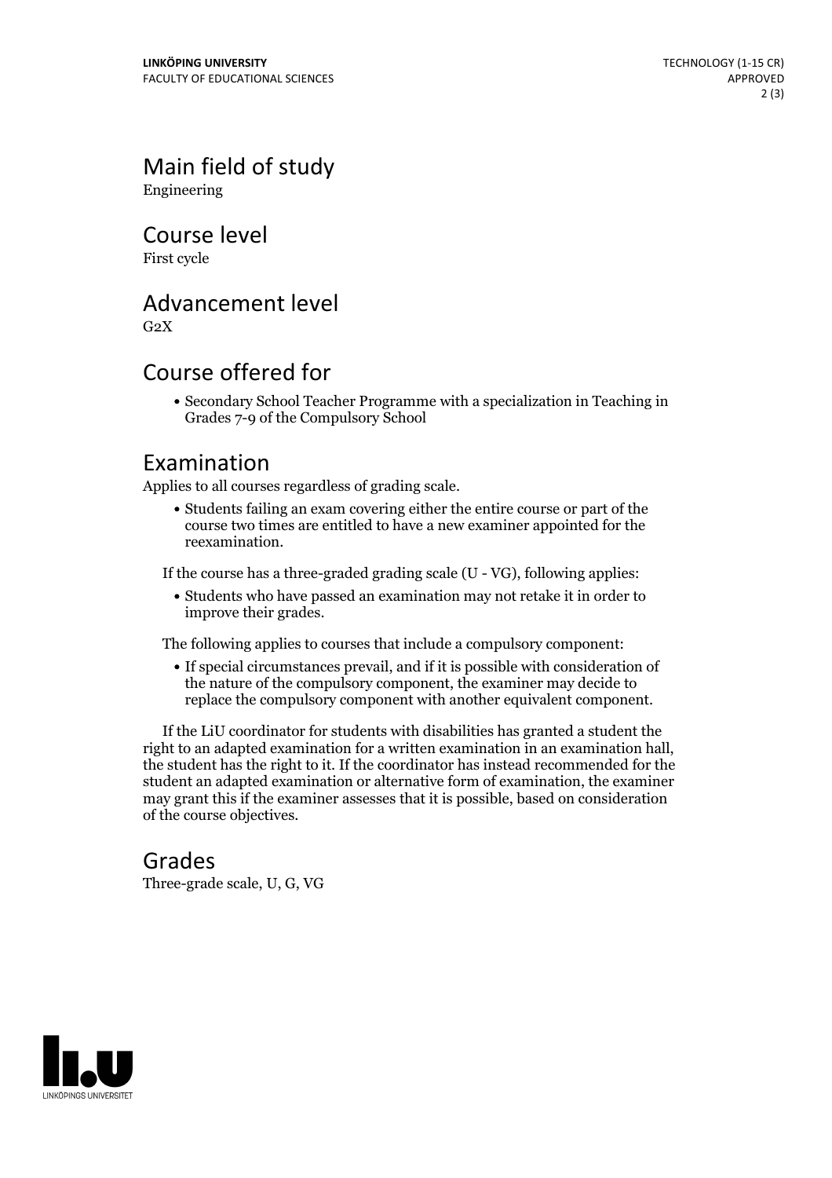## Main field of study

Engineering

## Course level

First cycle

## Advancement level

G2X

## Course offered for

- Secondary School Teacher Programme with a specialization in Teaching in Grades 7-9 of the Compulsory School

## Examination

Applies to all courses regardless of grading scale.

- Students failing an exam covering either the entire course or part of the course two times are entitled to have a new examiner appointed for the reexamination.

If the course has a three-graded grading scale (U - VG), following applies:

- Students who have passed an examination may not retake it in order to improve their grades.

The following applies to courses that include a compulsory component:

- If special circumstances prevail, and if it is possible with consideration of the nature of the compulsory component, the examiner may decide to replace the compulsory component with another equivalent component.

If the LiU coordinator for students with disabilities has granted a student the right to an adapted examination for a written examination in an examination hall, the student has the right to it. If the coordinator has instead recommended for the student an adapted examination or alternative form of examination, the examiner may grant this if the examiner assesses that it is possible, based on consideration of the course objectives.

## Grades

Three-grade scale, U, G, VG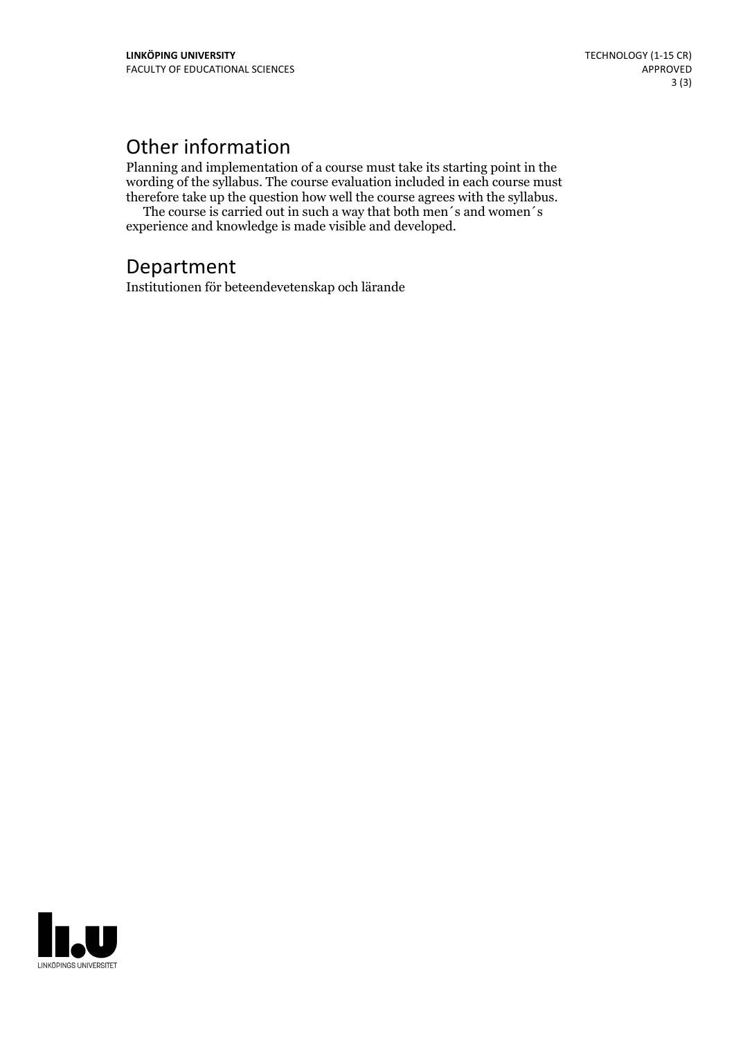## Other information

Planning and implementation of a course must take its starting point in the wording of the syllabus. The course evaluation included in each course must therefore take up the question how well the course agrees with the syllabus.

The course is carried out in such a way that both men´s and women´s experience and knowledge is made visible and developed.

## Department

Institutionen för beteendevetenskap och lärande